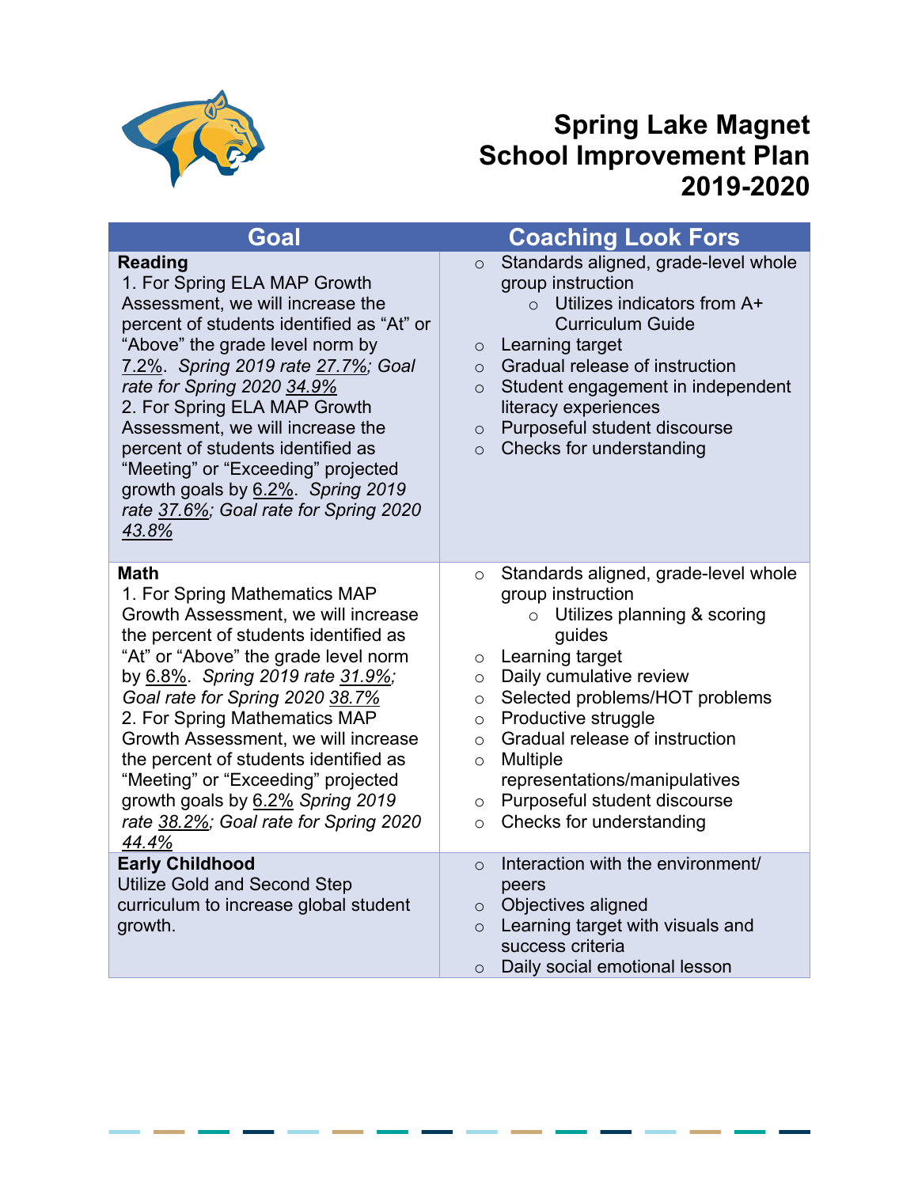# Spring Lake Magnet School Improvement Plan 2019-2020

| Goal | Coaching Look Fors |
| --- | --- |
| **Reading**<br>1. For Spring ELA MAP Growth Assessment, we will increase the percent of students identified as "At" or "Above" the grade level norm by 7.2%. *Spring 2019 rate 27.7%; Goal rate for Spring 2020 34.9%*<br>2. For Spring ELA MAP Growth Assessment, we will increase the percent of students identified as "Meeting" or "Exceeding" projected growth goals by 6.2%. *Spring 2019 rate 37.6%; Goal rate for Spring 2020 43.8%* | ○ Standards aligned, grade-level whole group instruction<br>&nbsp;&nbsp;&nbsp;&nbsp;○ Utilizes indicators from A+ Curriculum Guide<br>○ Learning target<br>○ Gradual release of instruction<br>○ Student engagement in independent literacy experiences<br>○ Purposeful student discourse<br>○ Checks for understanding |
| **Math**<br>1. For Spring Mathematics MAP Growth Assessment, we will increase the percent of students identified as "At" or "Above" the grade level norm by 6.8%. *Spring 2019 rate 31.9%; Goal rate for Spring 2020 38.7%*<br>2. For Spring Mathematics MAP Growth Assessment, we will increase the percent of students identified as "Meeting" or "Exceeding" projected growth goals by 6.2% *Spring 2019 rate 38.2%; Goal rate for Spring 2020 44.4%* | ○ Standards aligned, grade-level whole group instruction<br>&nbsp;&nbsp;&nbsp;&nbsp;○ Utilizes planning & scoring guides<br>○ Learning target<br>○ Daily cumulative review<br>○ Selected problems/HOT problems<br>○ Productive struggle<br>○ Gradual release of instruction<br>○ Multiple representations/manipulatives<br>○ Purposeful student discourse<br>○ Checks for understanding |
| **Early Childhood**<br>Utilize Gold and Second Step curriculum to increase global student growth. | ○ Interaction with the environment/ peers<br>○ Objectives aligned<br>○ Learning target with visuals and success criteria<br>○ Daily social emotional lesson |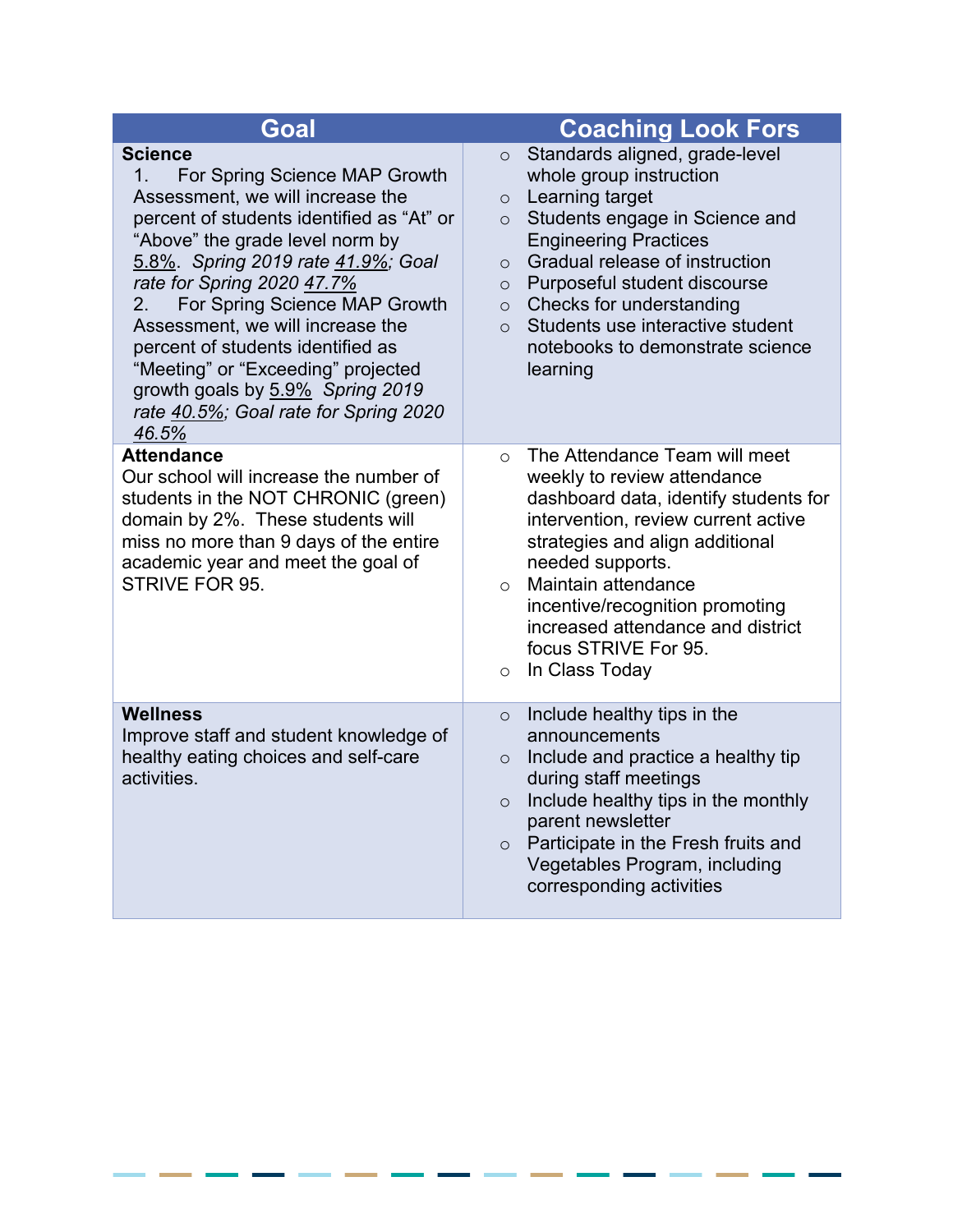| Goal | Coaching Look Fors |
|---|---|
| **Science**<br>1. For Spring Science MAP Growth Assessment, we will increase the percent of students identified as "At" or "Above" the grade level norm by 5.8%. *Spring 2019 rate 41.9%; Goal rate for Spring 2020 47.7%*<br>2. For Spring Science MAP Growth Assessment, we will increase the percent of students identified as "Meeting" or "Exceeding" projected growth goals by 5.9% *Spring 2019 rate 40.5%; Goal rate for Spring 2020 46.5%* | ○ Standards aligned, grade-level whole group instruction<br>○ Learning target<br>○ Students engage in Science and Engineering Practices<br>○ Gradual release of instruction<br>○ Purposeful student discourse<br>○ Checks for understanding<br>○ Students use interactive student notebooks to demonstrate science learning |
| **Attendance**<br>Our school will increase the number of students in the NOT CHRONIC (green) domain by 2%. These students will miss no more than 9 days of the entire academic year and meet the goal of STRIVE FOR 95. | ○ The Attendance Team will meet weekly to review attendance dashboard data, identify students for intervention, review current active strategies and align additional needed supports.<br>○ Maintain attendance incentive/recognition promoting increased attendance and district focus STRIVE For 95.<br>○ In Class Today |
| **Wellness**<br>Improve staff and student knowledge of healthy eating choices and self-care activities. | ○ Include healthy tips in the announcements<br>○ Include and practice a healthy tip during staff meetings<br>○ Include healthy tips in the monthly parent newsletter<br>○ Participate in the Fresh fruits and Vegetables Program, including corresponding activities |